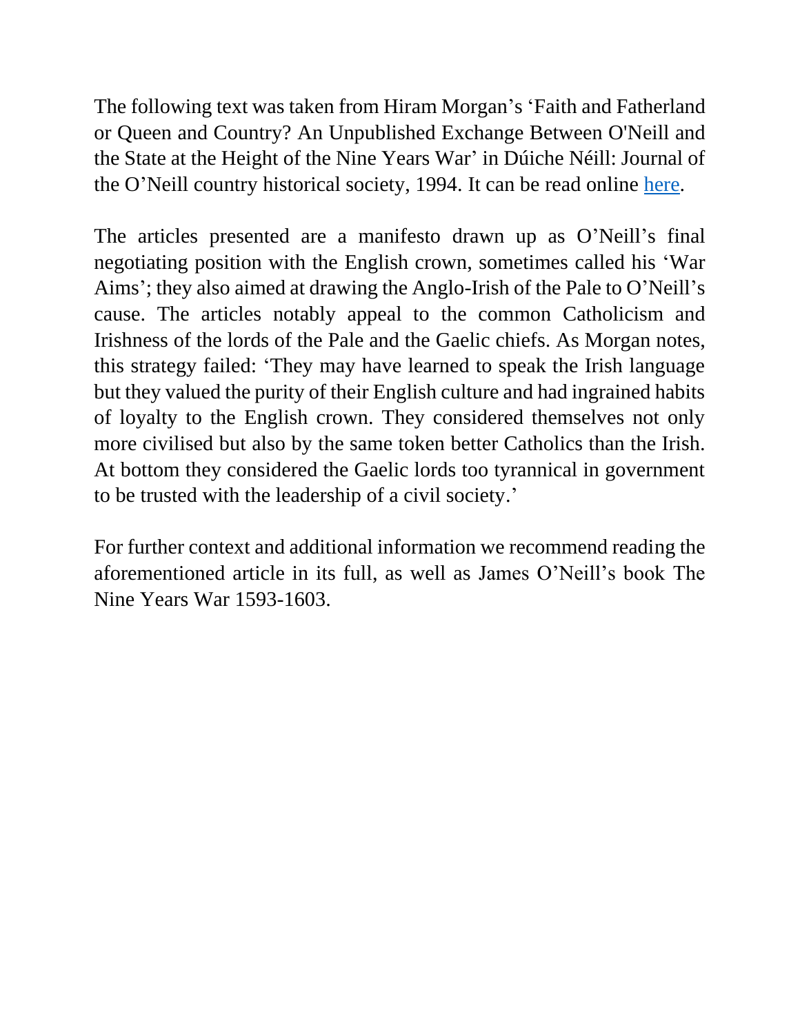The following text was taken from Hiram Morgan's 'Faith and Fatherland or Queen and Country? An Unpublished Exchange Between O'Neill and the State at the Height of the Nine Years War' in Dúiche Néill: Journal of the O'Neill country historical society, 1994. It can be read online here.

The articles presented are a manifesto drawn up as O'Neill's final negotiating position with the English crown, sometimes called his 'War Aims'; they also aimed at drawing the Anglo-Irish of the Pale to O'Neill's cause. The articles notably appeal to the common Catholicism and Irishness of the lords of the Pale and the Gaelic chiefs. As Morgan notes, this strategy failed: 'They may have learned to speak the Irish language but they valued the purity of their English culture and had ingrained habits of loyalty to the English crown. They considered themselves not only more civilised but also by the same token better Catholics than the Irish. At bottom they considered the Gaelic lords too tyrannical in government to be trusted with the leadership of a civil society.'

For further context and additional information we recommend reading the aforementioned article in its full, as well as James O'Neill's book The Nine Years War 1593-1603.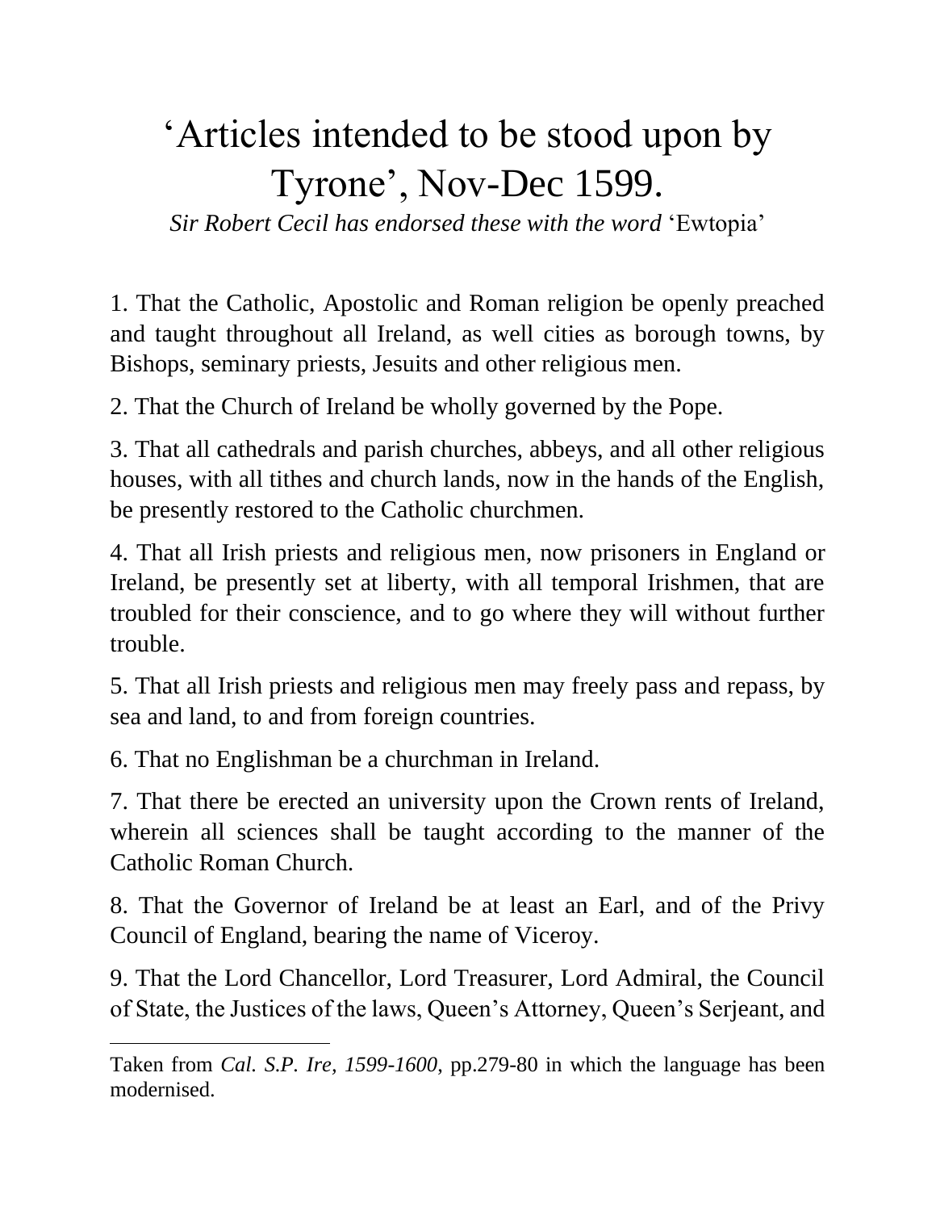# 'Articles intended to be stood upon by Tyrone', Nov-Dec 1599.

*Sir Robert Cecil has endorsed these with the word* 'Ewtopia'

1. That the Catholic, Apostolic and Roman religion be openly preached and taught throughout all Ireland, as well cities as borough towns, by Bishops, seminary priests, Jesuits and other religious men.

2. That the Church of Ireland be wholly governed by the Pope.

3. That all cathedrals and parish churches, abbeys, and all other religious houses, with all tithes and church lands, now in the hands of the English, be presently restored to the Catholic churchmen.

4. That all Irish priests and religious men, now prisoners in England or Ireland, be presently set at liberty, with all temporal Irishmen, that are troubled for their conscience, and to go where they will without further trouble.

5. That all Irish priests and religious men may freely pass and repass, by sea and land, to and from foreign countries.

6. That no Englishman be a churchman in Ireland.

7. That there be erected an university upon the Crown rents of Ireland, wherein all sciences shall be taught according to the manner of the Catholic Roman Church.

8. That the Governor of Ireland be at least an Earl, and of the Privy Council of England, bearing the name of Viceroy.

9. That the Lord Chancellor, Lord Treasurer, Lord Admiral, the Council of State, the Justices of the laws, Queen's Attorney, Queen's Serjeant, and

---

Taken from *Cal. S.P. Ire, 1599-1600,* pp.279-80 in which the language has been modernised.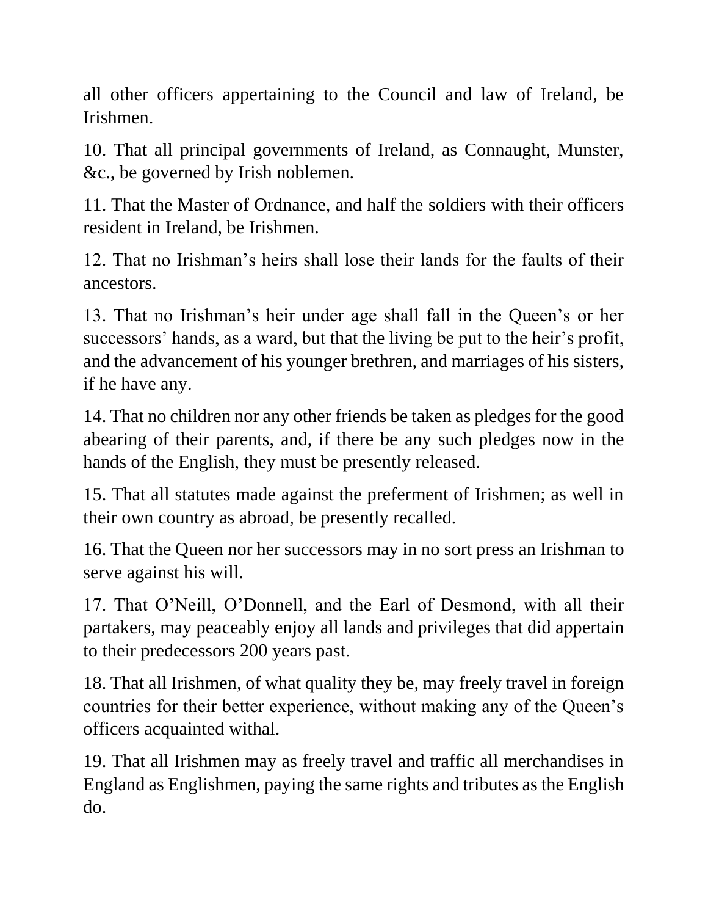all other officers appertaining to the Council and law of Ireland, be Irishmen.

10. That all principal governments of Ireland, as Connaught, Munster, &c., be governed by Irish noblemen.

11. That the Master of Ordnance, and half the soldiers with their officers resident in Ireland, be Irishmen.

12. That no Irishman's heirs shall lose their lands for the faults of their ancestors.

13. That no Irishman's heir under age shall fall in the Queen's or her successors' hands, as a ward, but that the living be put to the heir's profit, and the advancement of his younger brethren, and marriages of his sisters, if he have any.

14. That no children nor any other friends be taken as pledges for the good abearing of their parents, and, if there be any such pledges now in the hands of the English, they must be presently released.

15. That all statutes made against the preferment of Irishmen; as well in their own country as abroad, be presently recalled.

16. That the Queen nor her successors may in no sort press an Irishman to serve against his will.

17. That O'Neill, O'Donnell, and the Earl of Desmond, with all their partakers, may peaceably enjoy all lands and privileges that did appertain to their predecessors 200 years past.

18. That all Irishmen, of what quality they be, may freely travel in foreign countries for their better experience, without making any of the Queen's officers acquainted withal.

19. That all Irishmen may as freely travel and traffic all merchandises in England as Englishmen, paying the same rights and tributes as the English do.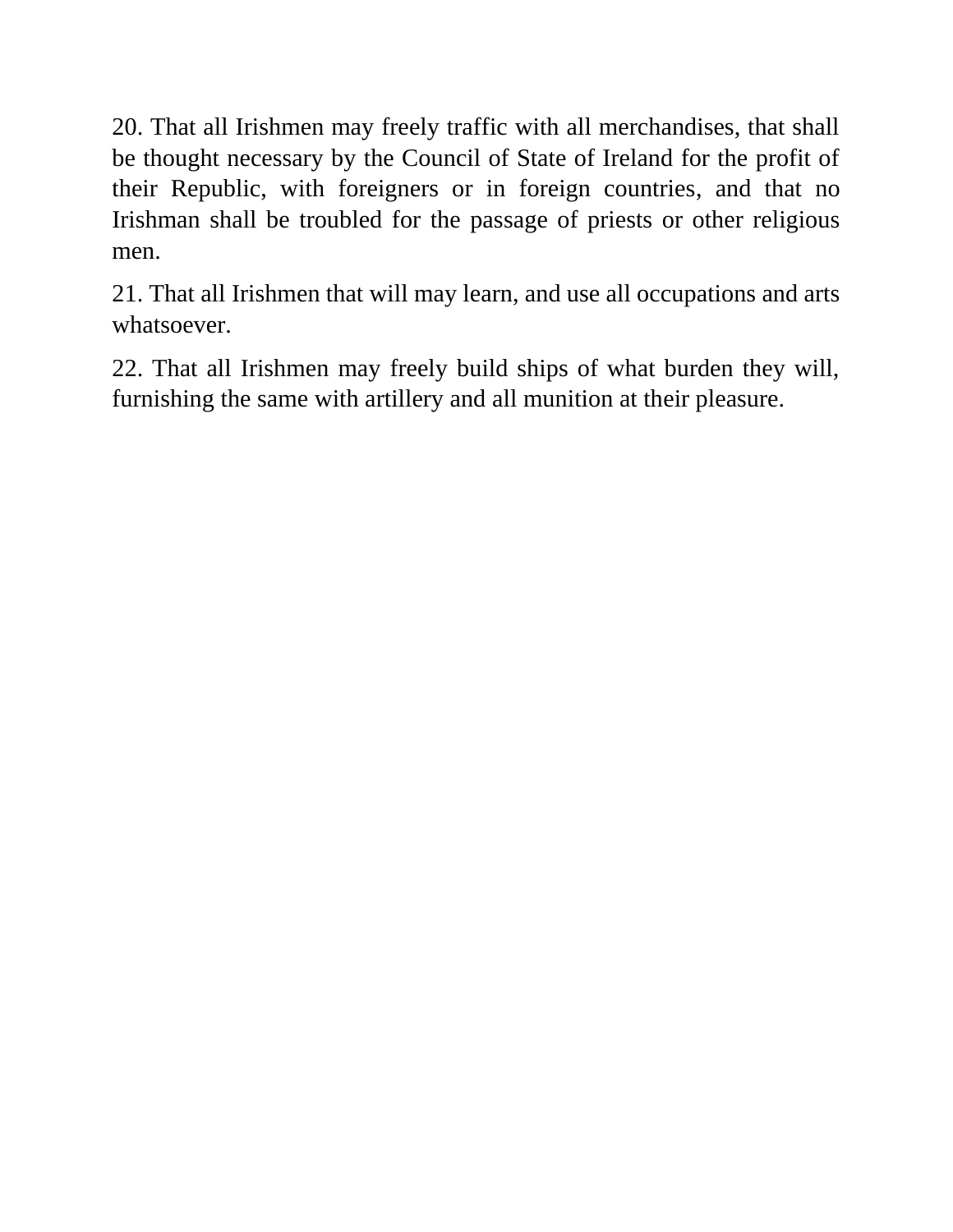20. That all Irishmen may freely traffic with all merchandises, that shall be thought necessary by the Council of State of Ireland for the profit of their Republic, with foreigners or in foreign countries, and that no Irishman shall be troubled for the passage of priests or other religious men.

21. That all Irishmen that will may learn, and use all occupations and arts whatsoever.

22. That all Irishmen may freely build ships of what burden they will, furnishing the same with artillery and all munition at their pleasure.